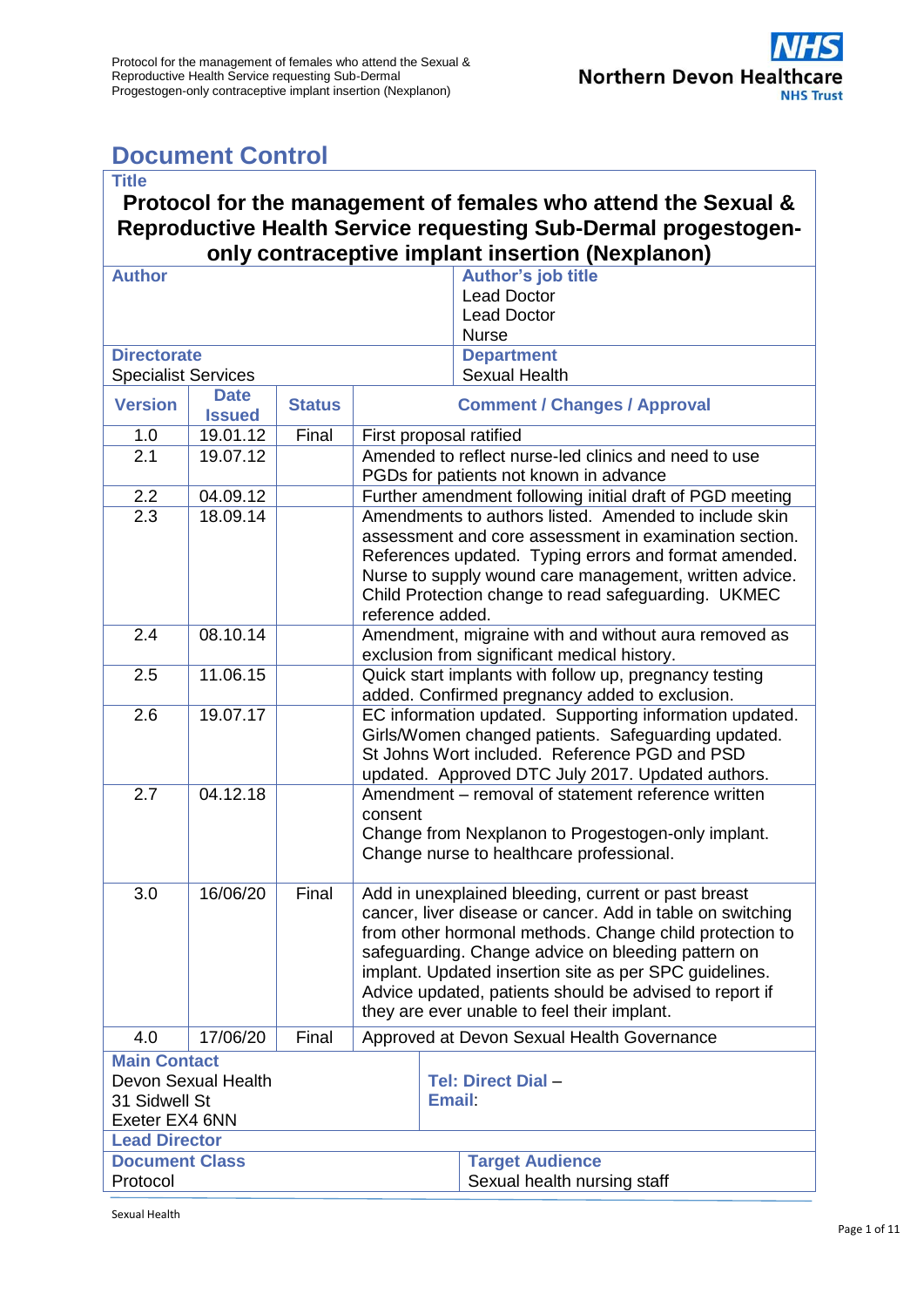# Document Control

| **Title** | | | |
|---|---|---|---|
| **Protocol for the management of females who attend the Sexual & Reproductive Health Service requesting Sub-Dermal progestogen-only contraceptive implant insertion (Nexplanon)** | | | |
| **Author** | | **Author's job title** | |
| | | Lead Doctor<br>Lead Doctor<br>Nurse | |
| **Directorate** | | **Department** | |
| Specialist Services | | Sexual Health | |

| Version | Date Issued | Status | Comment / Changes / Approval |
|---|---|---|---|
| 1.0 | 19.01.12 | Final | First proposal ratified |
| 2.1 | 19.07.12 | | Amended to reflect nurse-led clinics and need to use PGDs for patients not known in advance |
| 2.2 | 04.09.12 | | Further amendment following initial draft of PGD meeting |
| 2.3 | 18.09.14 | | Amendments to authors listed. Amended to include skin assessment and core assessment in examination section. References updated. Typing errors and format amended. Nurse to supply wound care management, written advice. Child Protection change to read safeguarding. UKMEC reference added. |
| 2.4 | 08.10.14 | | Amendment, migraine with and without aura removed as exclusion from significant medical history. |
| 2.5 | 11.06.15 | | Quick start implants with follow up, pregnancy testing added. Confirmed pregnancy added to exclusion. |
| 2.6 | 19.07.17 | | EC information updated. Supporting information updated. Girls/Women changed patients. Safeguarding updated. St Johns Wort included. Reference PGD and PSD updated. Approved DTC July 2017. Updated authors. |
| 2.7 | 04.12.18 | | Amendment – removal of statement reference written consent<br>Change from Nexplanon to Progestogen-only implant.<br>Change nurse to healthcare professional. |
| 3.0 | 16/06/20 | Final | Add in unexplained bleeding, current or past breast cancer, liver disease or cancer. Add in table on switching from other hormonal methods. Change child protection to safeguarding. Change advice on bleeding pattern on implant. Updated insertion site as per SPC guidelines. Advice updated, patients should be advised to report if they are ever unable to feel their implant. |
| 4.0 | 17/06/20 | Final | Approved at Devon Sexual Health Governance |

| **Main Contact** | |
|---|---|
| Devon Sexual Health<br>31 Sidwell St<br>Exeter EX4 6NN | **Tel: Direct Dial** –<br>**Email**: |
| **Lead Director** | |
| **Document Class** | **Target Audience** |
| Protocol | Sexual health nursing staff |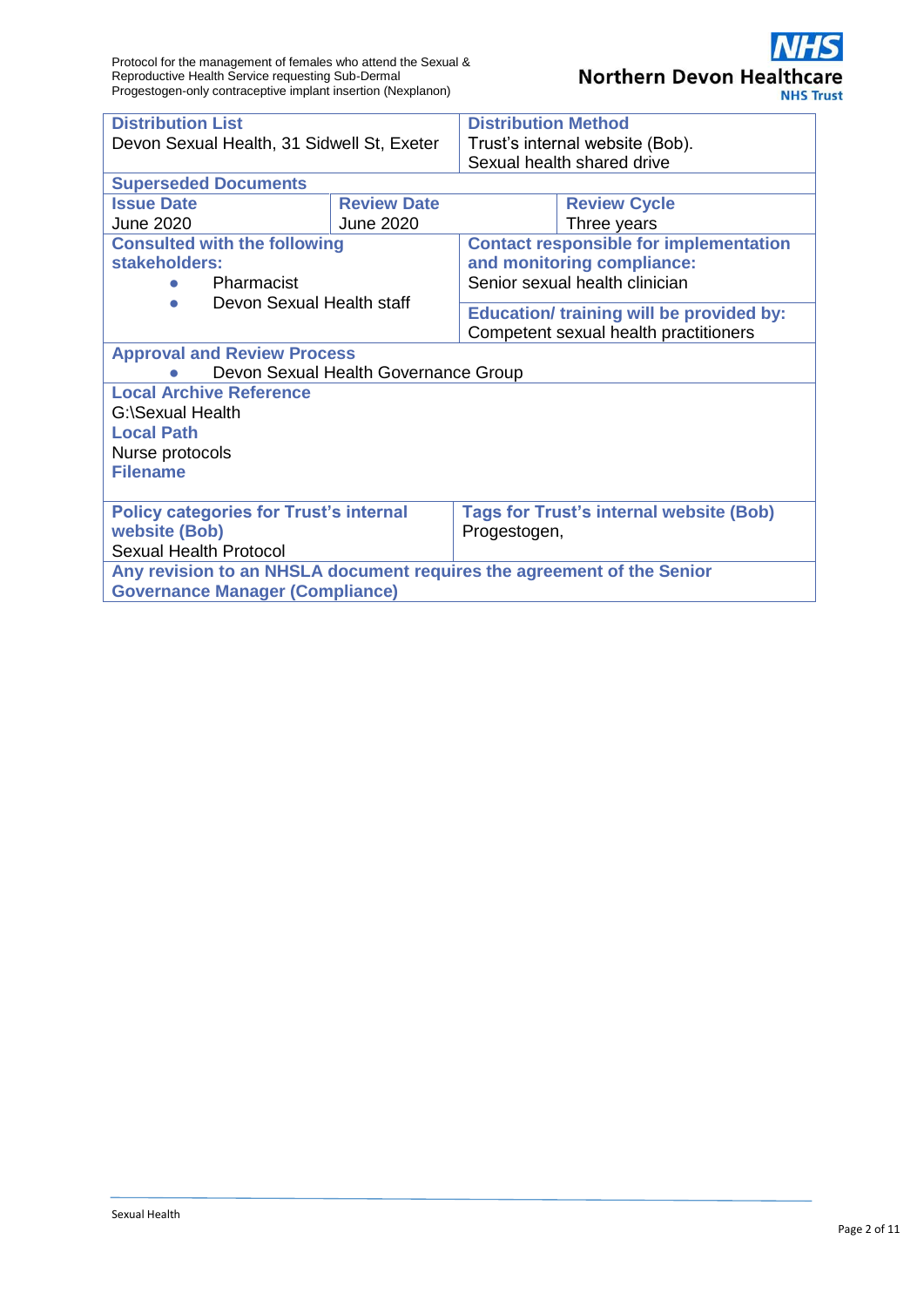| **Distribution List**<br>Devon Sexual Health, 31 Sidwell St, Exeter | | **Distribution Method**<br>Trust's internal website (Bob).<br>Sexual health shared drive | |
|---|---|---|---|
| **Superseded Documents** | | | |
| **Issue Date**<br>June 2020 | **Review Date**<br>June 2020 | | **Review Cycle**<br>Three years |
| **Consulted with the following stakeholders:**<br>• Pharmacist<br>• Devon Sexual Health staff | | **Contact responsible for implementation and monitoring compliance:**<br>Senior sexual health clinician<br><br>**Education/ training will be provided by:**<br>Competent sexual health practitioners | |
| **Approval and Review Process**<br>• Devon Sexual Health Governance Group | | | |
| **Local Archive Reference**<br>G:\Sexual Health<br>**Local Path**<br>Nurse protocols<br>**Filename** | | | |
| **Policy categories for Trust's internal website (Bob)**<br>Sexual Health Protocol | | **Tags for Trust's internal website (Bob)**<br>Progestogen, | |
| **Any revision to an NHSLA document requires the agreement of the Senior Governance Manager (Compliance)** | | | |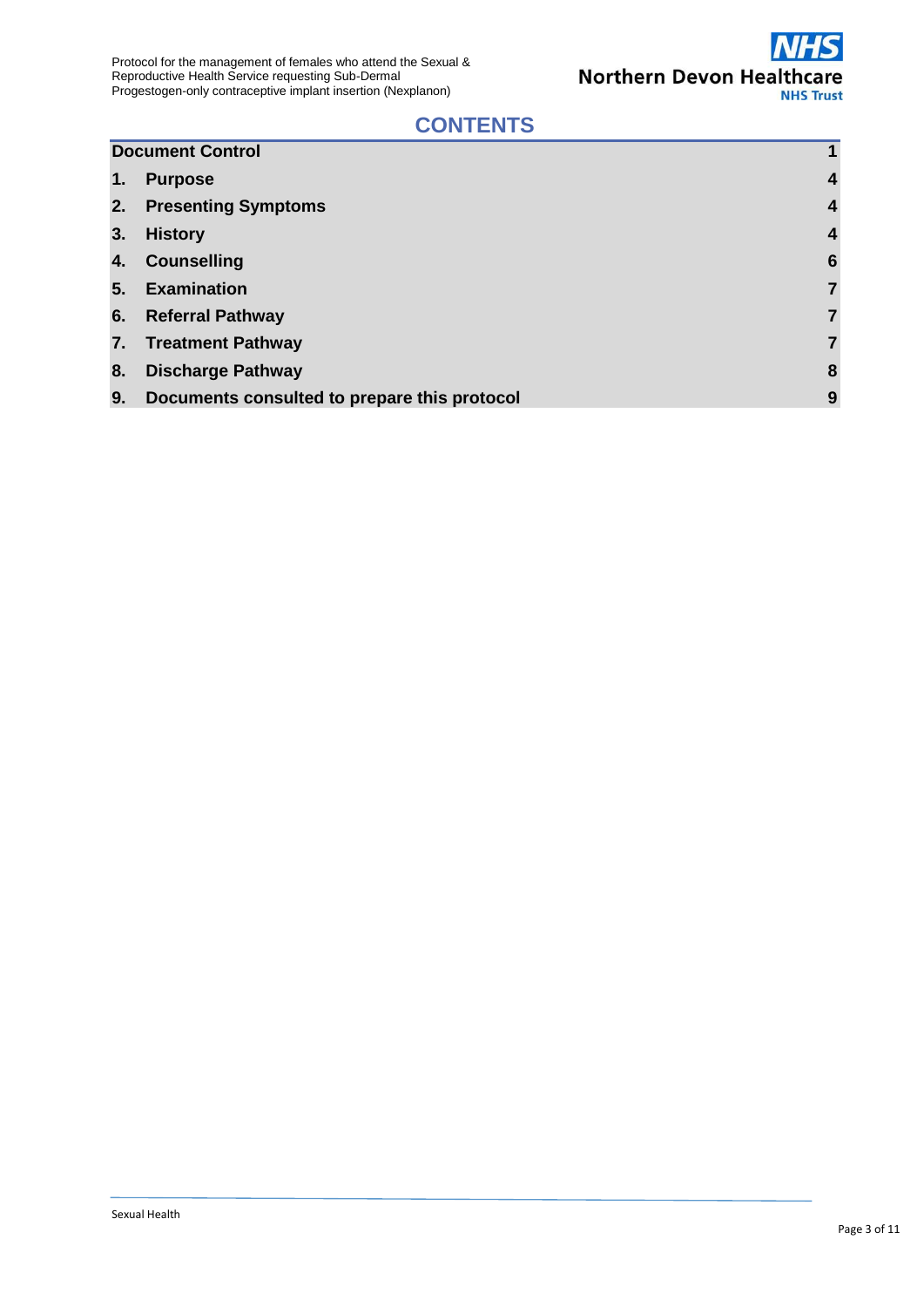# CONTENTS

| | | |
|---|---|---|
| **Document Control** | | **1** |
| **1.** | **Purpose** | **4** |
| **2.** | **Presenting Symptoms** | **4** |
| **3.** | **History** | **4** |
| **4.** | **Counselling** | **6** |
| **5.** | **Examination** | **7** |
| **6.** | **Referral Pathway** | **7** |
| **7.** | **Treatment Pathway** | **7** |
| **8.** | **Discharge Pathway** | **8** |
| **9.** | **Documents consulted to prepare this protocol** | **9** |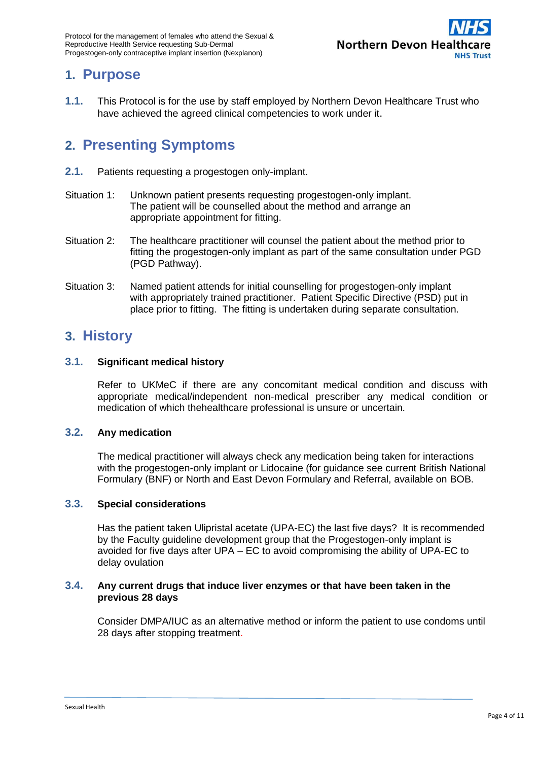# 1. Purpose

**1.1.** This Protocol is for the use by staff employed by Northern Devon Healthcare Trust who have achieved the agreed clinical competencies to work under it.

# 2. Presenting Symptoms

**2.1.** Patients requesting a progestogen only-implant.

Situation 1: Unknown patient presents requesting progestogen-only implant. The patient will be counselled about the method and arrange an appropriate appointment for fitting.

Situation 2: The healthcare practitioner will counsel the patient about the method prior to fitting the progestogen-only implant as part of the same consultation under PGD (PGD Pathway).

Situation 3: Named patient attends for initial counselling for progestogen-only implant with appropriately trained practitioner. Patient Specific Directive (PSD) put in place prior to fitting. The fitting is undertaken during separate consultation.

# 3. History

## 3.1. Significant medical history

Refer to UKMeC if there are any concomitant medical condition and discuss with appropriate medical/independent non-medical prescriber any medical condition or medication of which thehealthcare professional is unsure or uncertain.

## 3.2. Any medication

The medical practitioner will always check any medication being taken for interactions with the progestogen-only implant or Lidocaine (for guidance see current British National Formulary (BNF) or North and East Devon Formulary and Referral, available on BOB.

## 3.3. Special considerations

Has the patient taken Ulipristal acetate (UPA-EC) the last five days? It is recommended by the Faculty guideline development group that the Progestogen-only implant is avoided for five days after UPA – EC to avoid compromising the ability of UPA-EC to delay ovulation

## 3.4. Any current drugs that induce liver enzymes or that have been taken in the previous 28 days

Consider DMPA/IUC as an alternative method or inform the patient to use condoms until 28 days after stopping treatment.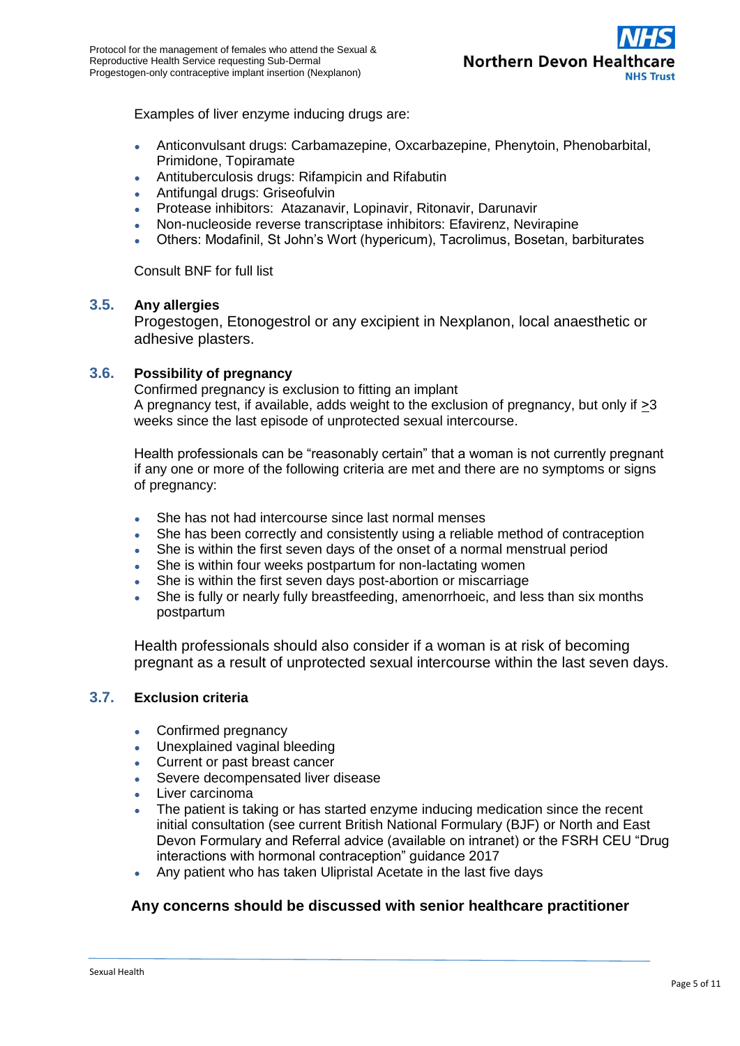Examples of liver enzyme inducing drugs are:

- Anticonvulsant drugs: Carbamazepine, Oxcarbazepine, Phenytoin, Phenobarbital, Primidone, Topiramate
- Antituberculosis drugs: Rifampicin and Rifabutin
- Antifungal drugs: Griseofulvin
- Protease inhibitors: Atazanavir, Lopinavir, Ritonavir, Darunavir
- Non-nucleoside reverse transcriptase inhibitors: Efavirenz, Nevirapine
- Others: Modafinil, St John's Wort (hypericum), Tacrolimus, Bosetan, barbiturates

Consult BNF for full list

### 3.5. Any allergies

Progestogen, Etonogestrol or any excipient in Nexplanon, local anaesthetic or adhesive plasters.

### 3.6. Possibility of pregnancy

Confirmed pregnancy is exclusion to fitting an implant
A pregnancy test, if available, adds weight to the exclusion of pregnancy, but only if ≥3 weeks since the last episode of unprotected sexual intercourse.

Health professionals can be "reasonably certain" that a woman is not currently pregnant if any one or more of the following criteria are met and there are no symptoms or signs of pregnancy:

- She has not had intercourse since last normal menses
- She has been correctly and consistently using a reliable method of contraception
- She is within the first seven days of the onset of a normal menstrual period
- She is within four weeks postpartum for non-lactating women
- She is within the first seven days post-abortion or miscarriage
- She is fully or nearly fully breastfeeding, amenorrhoeic, and less than six months postpartum

Health professionals should also consider if a woman is at risk of becoming pregnant as a result of unprotected sexual intercourse within the last seven days.

### 3.7. Exclusion criteria

- Confirmed pregnancy
- Unexplained vaginal bleeding
- Current or past breast cancer
- Severe decompensated liver disease
- Liver carcinoma
- The patient is taking or has started enzyme inducing medication since the recent initial consultation (see current British National Formulary (BJF) or North and East Devon Formulary and Referral advice (available on intranet) or the FSRH CEU "Drug interactions with hormonal contraception" guidance 2017
- Any patient who has taken Ulipristal Acetate in the last five days

**Any concerns should be discussed with senior healthcare practitioner**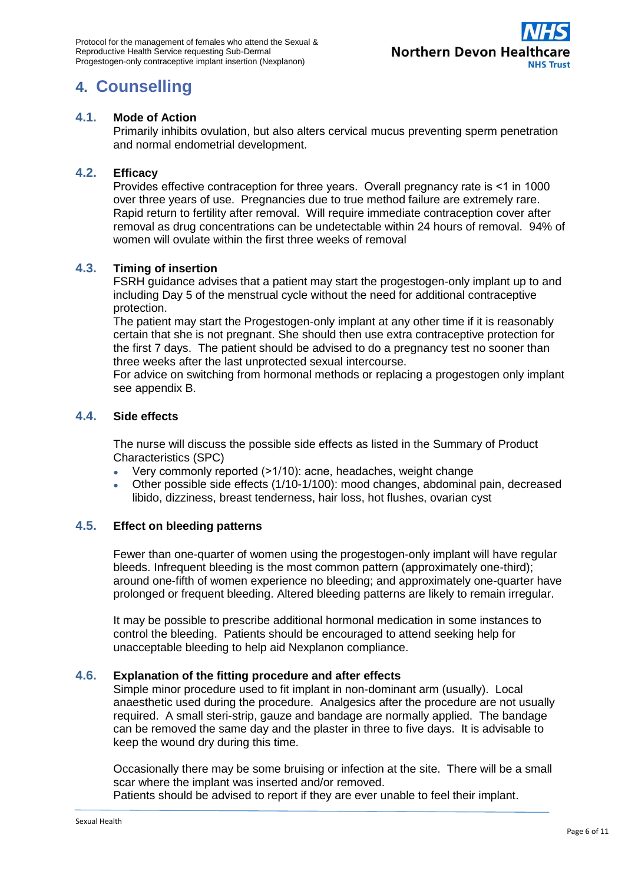# 4. Counselling

## 4.1. Mode of Action

Primarily inhibits ovulation, but also alters cervical mucus preventing sperm penetration and normal endometrial development.

## 4.2. Efficacy

Provides effective contraception for three years. Overall pregnancy rate is <1 in 1000 over three years of use. Pregnancies due to true method failure are extremely rare. Rapid return to fertility after removal. Will require immediate contraception cover after removal as drug concentrations can be undetectable within 24 hours of removal. 94% of women will ovulate within the first three weeks of removal

## 4.3. Timing of insertion

FSRH guidance advises that a patient may start the progestogen-only implant up to and including Day 5 of the menstrual cycle without the need for additional contraceptive protection.

The patient may start the Progestogen-only implant at any other time if it is reasonably certain that she is not pregnant. She should then use extra contraceptive protection for the first 7 days. The patient should be advised to do a pregnancy test no sooner than three weeks after the last unprotected sexual intercourse.

For advice on switching from hormonal methods or replacing a progestogen only implant see appendix B.

## 4.4. Side effects

The nurse will discuss the possible side effects as listed in the Summary of Product Characteristics (SPC)

- Very commonly reported (>1/10): acne, headaches, weight change
- Other possible side effects (1/10-1/100): mood changes, abdominal pain, decreased libido, dizziness, breast tenderness, hair loss, hot flushes, ovarian cyst

## 4.5. Effect on bleeding patterns

Fewer than one-quarter of women using the progestogen-only implant will have regular bleeds. Infrequent bleeding is the most common pattern (approximately one-third); around one-fifth of women experience no bleeding; and approximately one-quarter have prolonged or frequent bleeding. Altered bleeding patterns are likely to remain irregular.

It may be possible to prescribe additional hormonal medication in some instances to control the bleeding. Patients should be encouraged to attend seeking help for unacceptable bleeding to help aid Nexplanon compliance.

## 4.6. Explanation of the fitting procedure and after effects

Simple minor procedure used to fit implant in non-dominant arm (usually). Local anaesthetic used during the procedure. Analgesics after the procedure are not usually required. A small steri-strip, gauze and bandage are normally applied. The bandage can be removed the same day and the plaster in three to five days. It is advisable to keep the wound dry during this time.

Occasionally there may be some bruising or infection at the site. There will be a small scar where the implant was inserted and/or removed.

Patients should be advised to report if they are ever unable to feel their implant.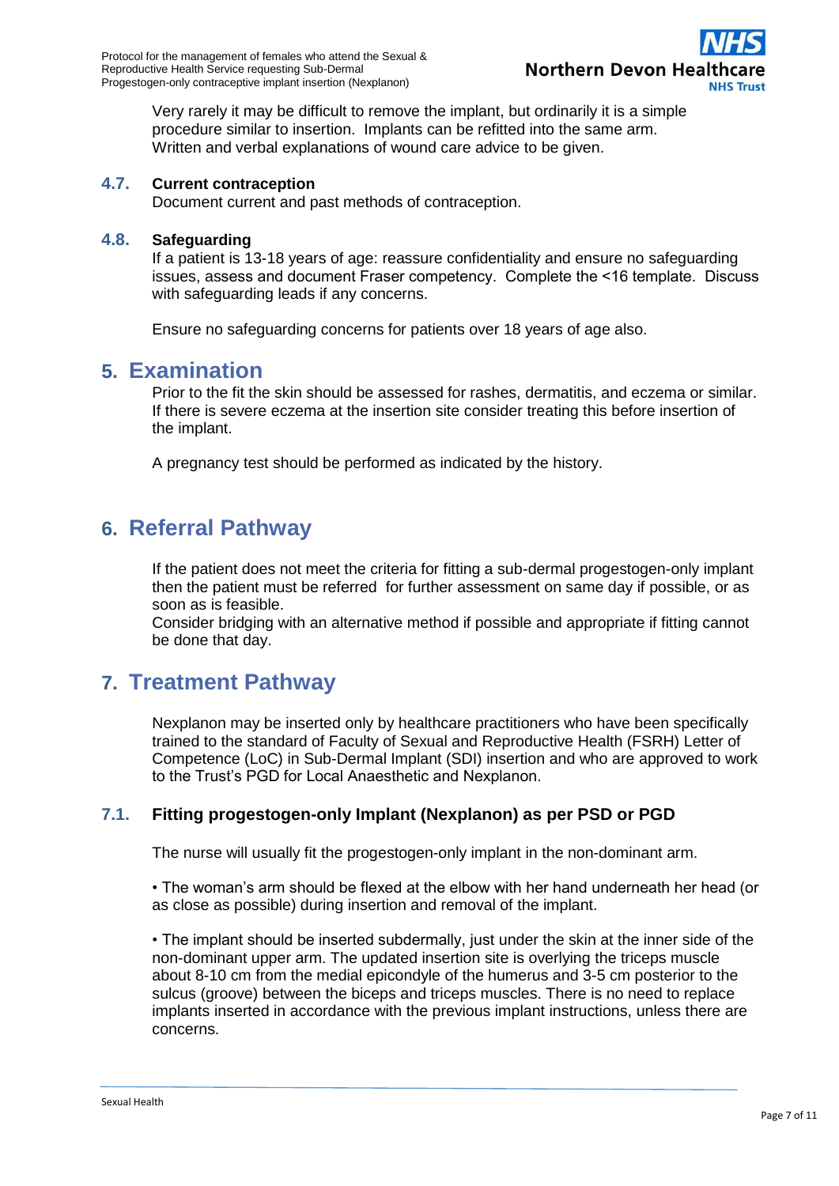Very rarely it may be difficult to remove the implant, but ordinarily it is a simple procedure similar to insertion. Implants can be refitted into the same arm. Written and verbal explanations of wound care advice to be given.

### 4.7. Current contraception

Document current and past methods of contraception.

### 4.8. Safeguarding

If a patient is 13-18 years of age: reassure confidentiality and ensure no safeguarding issues, assess and document Fraser competency. Complete the <16 template. Discuss with safeguarding leads if any concerns.

Ensure no safeguarding concerns for patients over 18 years of age also.

## 5. Examination

Prior to the fit the skin should be assessed for rashes, dermatitis, and eczema or similar. If there is severe eczema at the insertion site consider treating this before insertion of the implant.

A pregnancy test should be performed as indicated by the history.

## 6. Referral Pathway

If the patient does not meet the criteria for fitting a sub-dermal progestogen-only implant then the patient must be referred for further assessment on same day if possible, or as soon as is feasible.
Consider bridging with an alternative method if possible and appropriate if fitting cannot be done that day.

## 7. Treatment Pathway

Nexplanon may be inserted only by healthcare practitioners who have been specifically trained to the standard of Faculty of Sexual and Reproductive Health (FSRH) Letter of Competence (LoC) in Sub-Dermal Implant (SDI) insertion and who are approved to work to the Trust's PGD for Local Anaesthetic and Nexplanon.

### 7.1. Fitting progestogen-only Implant (Nexplanon) as per PSD or PGD

The nurse will usually fit the progestogen-only implant in the non-dominant arm.

- The woman's arm should be flexed at the elbow with her hand underneath her head (or as close as possible) during insertion and removal of the implant.

- The implant should be inserted subdermally, just under the skin at the inner side of the non-dominant upper arm. The updated insertion site is overlying the triceps muscle about 8-10 cm from the medial epicondyle of the humerus and 3-5 cm posterior to the sulcus (groove) between the biceps and triceps muscles. There is no need to replace implants inserted in accordance with the previous implant instructions, unless there are concerns.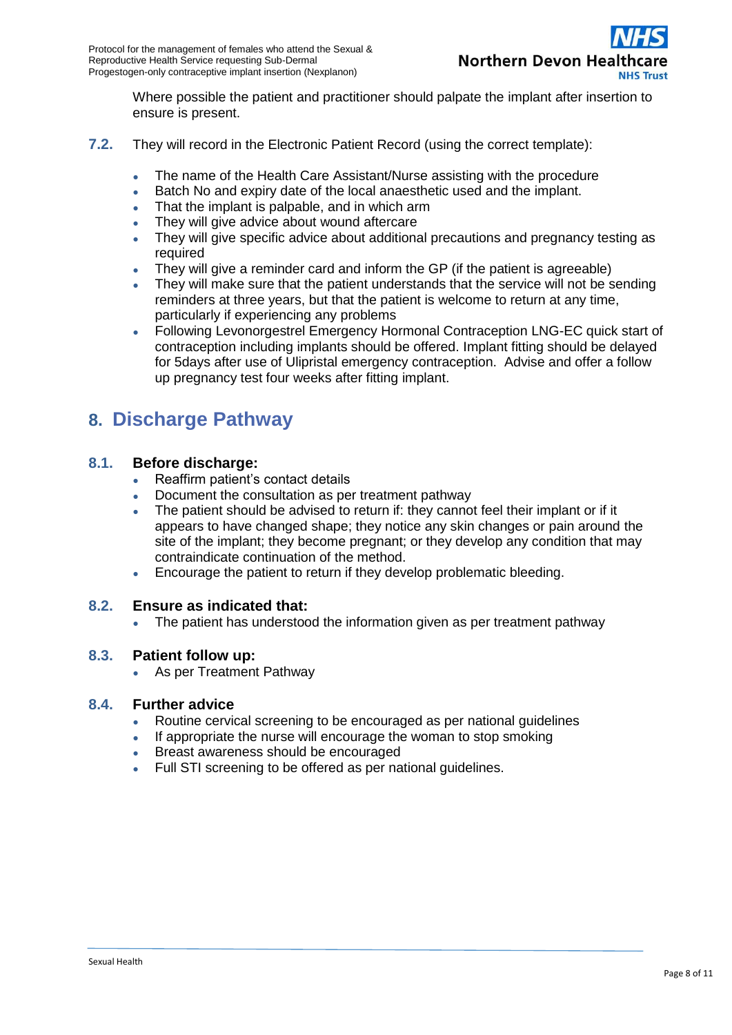Where possible the patient and practitioner should palpate the implant after insertion to ensure is present.

**7.2.** They will record in the Electronic Patient Record (using the correct template):

- The name of the Health Care Assistant/Nurse assisting with the procedure
- Batch No and expiry date of the local anaesthetic used and the implant.
- That the implant is palpable, and in which arm
- They will give advice about wound aftercare
- They will give specific advice about additional precautions and pregnancy testing as required
- They will give a reminder card and inform the GP (if the patient is agreeable)
- They will make sure that the patient understands that the service will not be sending reminders at three years, but that the patient is welcome to return at any time, particularly if experiencing any problems
- Following Levonorgestrel Emergency Hormonal Contraception LNG-EC quick start of contraception including implants should be offered. Implant fitting should be delayed for 5days after use of Ulipristal emergency contraception. Advise and offer a follow up pregnancy test four weeks after fitting implant.

## 8. Discharge Pathway

### 8.1. Before discharge:

- Reaffirm patient's contact details
- Document the consultation as per treatment pathway
- The patient should be advised to return if: they cannot feel their implant or if it appears to have changed shape; they notice any skin changes or pain around the site of the implant; they become pregnant; or they develop any condition that may contraindicate continuation of the method.
- Encourage the patient to return if they develop problematic bleeding.

### 8.2. Ensure as indicated that:

- The patient has understood the information given as per treatment pathway

### 8.3. Patient follow up:

- As per Treatment Pathway

### 8.4. Further advice

- Routine cervical screening to be encouraged as per national guidelines
- If appropriate the nurse will encourage the woman to stop smoking
- Breast awareness should be encouraged
- Full STI screening to be offered as per national guidelines.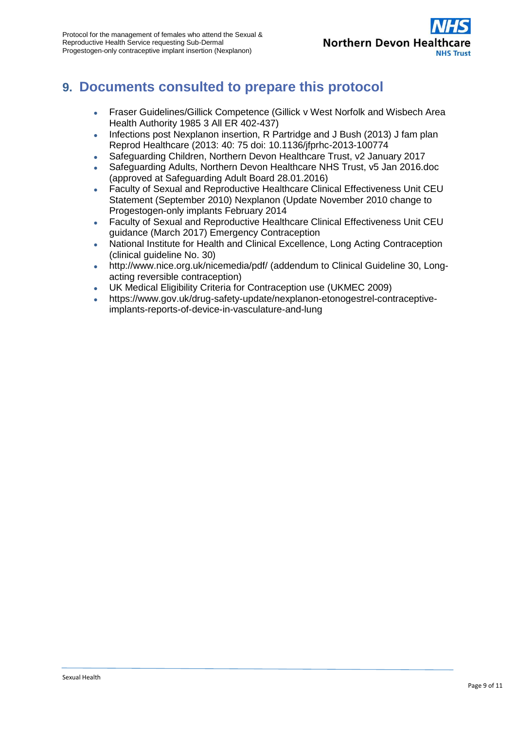## 9. Documents consulted to prepare this protocol

- Fraser Guidelines/Gillick Competence (Gillick v West Norfolk and Wisbech Area Health Authority 1985 3 All ER 402-437)
- Infections post Nexplanon insertion, R Partridge and J Bush (2013) J fam plan Reprod Healthcare (2013: 40: 75 doi: 10.1136/jfprhc-2013-100774
- Safeguarding Children, Northern Devon Healthcare Trust, v2 January 2017
- Safeguarding Adults, Northern Devon Healthcare NHS Trust, v5 Jan 2016.doc (approved at Safeguarding Adult Board 28.01.2016)
- Faculty of Sexual and Reproductive Healthcare Clinical Effectiveness Unit CEU Statement (September 2010) Nexplanon (Update November 2010 change to Progestogen-only implants February 2014
- Faculty of Sexual and Reproductive Healthcare Clinical Effectiveness Unit CEU guidance (March 2017) Emergency Contraception
- National Institute for Health and Clinical Excellence, Long Acting Contraception (clinical guideline No. 30)
- http://www.nice.org.uk/nicemedia/pdf/ (addendum to Clinical Guideline 30, Long-acting reversible contraception)
- UK Medical Eligibility Criteria for Contraception use (UKMEC 2009)
- https://www.gov.uk/drug-safety-update/nexplanon-etonogestrel-contraceptive-implants-reports-of-device-in-vasculature-and-lung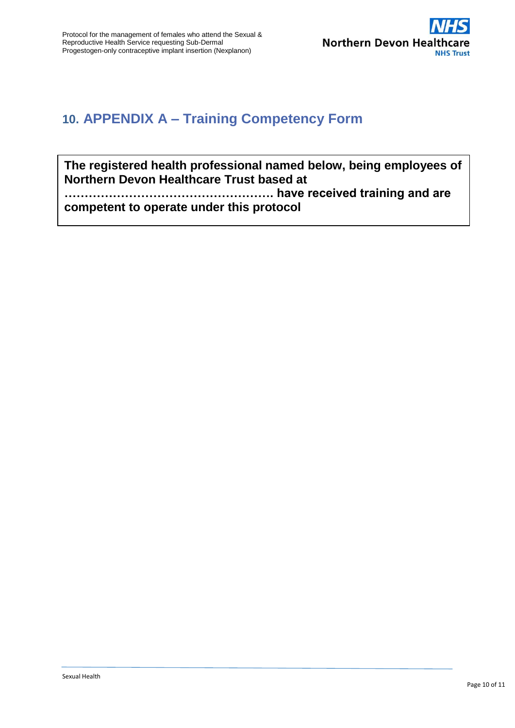## 10. APPENDIX A – Training Competency Form

**The registered health professional named below, being employees of Northern Devon Healthcare Trust based at ……………………………………………. have received training and are competent to operate under this protocol**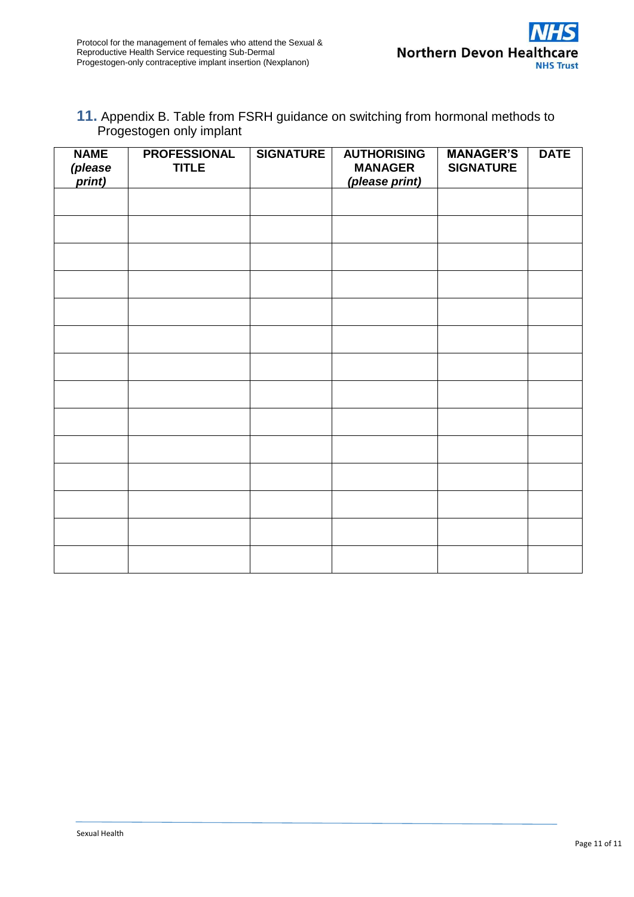## 11. Appendix B. Table from FSRH guidance on switching from hormonal methods to Progestogen only implant

| NAME *(please print)* | PROFESSIONAL TITLE | SIGNATURE | AUTHORISING MANAGER *(please print)* | MANAGER'S SIGNATURE | DATE |
|---|---|---|---|---|---|
| | | | | | |
| | | | | | |
| | | | | | |
| | | | | | |
| | | | | | |
| | | | | | |
| | | | | | |
| | | | | | |
| | | | | | |
| | | | | | |
| | | | | | |
| | | | | | |
| | | | | | |
| | | | | | |